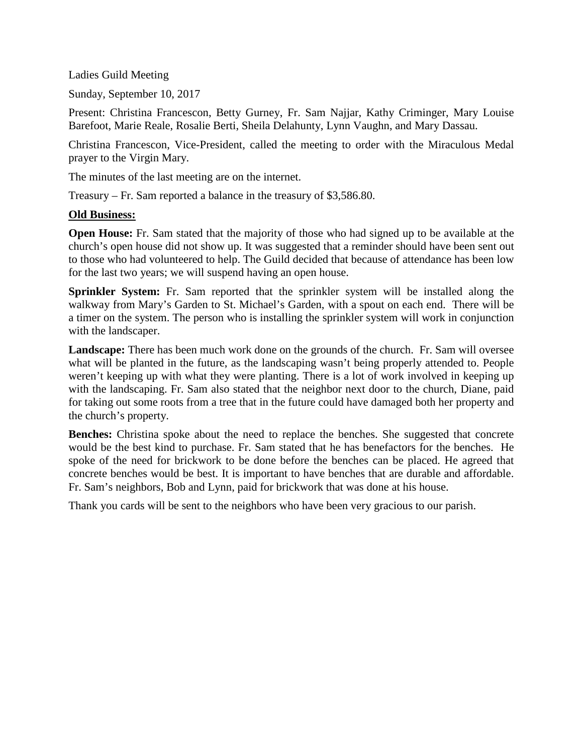Ladies Guild Meeting

Sunday, September 10, 2017

Present: Christina Francescon, Betty Gurney, Fr. Sam Najjar, Kathy Criminger, Mary Louise Barefoot, Marie Reale, Rosalie Berti, Sheila Delahunty, Lynn Vaughn, and Mary Dassau.

Christina Francescon, Vice-President, called the meeting to order with the Miraculous Medal prayer to the Virgin Mary.

The minutes of the last meeting are on the internet.

Treasury – Fr. Sam reported a balance in the treasury of $3,586.80.

**Old Business:**

**Open House:** Fr. Sam stated that the majority of those who had signed up to be available at the church's open house did not show up. It was suggested that a reminder should have been sent out to those who had volunteered to help. The Guild decided that because of attendance has been low for the last two years; we will suspend having an open house.

**Sprinkler System:** Fr. Sam reported that the sprinkler system will be installed along the walkway from Mary's Garden to St. Michael's Garden, with a spout on each end. There will be a timer on the system. The person who is installing the sprinkler system will work in conjunction with the landscaper.

**Landscape:** There has been much work done on the grounds of the church. Fr. Sam will oversee what will be planted in the future, as the landscaping wasn't being properly attended to. People weren't keeping up with what they were planting. There is a lot of work involved in keeping up with the landscaping. Fr. Sam also stated that the neighbor next door to the church, Diane, paid for taking out some roots from a tree that in the future could have damaged both her property and the church's property.

**Benches:** Christina spoke about the need to replace the benches. She suggested that concrete would be the best kind to purchase. Fr. Sam stated that he has benefactors for the benches. He spoke of the need for brickwork to be done before the benches can be placed. He agreed that concrete benches would be best. It is important to have benches that are durable and affordable. Fr. Sam's neighbors, Bob and Lynn, paid for brickwork that was done at his house.

Thank you cards will be sent to the neighbors who have been very gracious to our parish.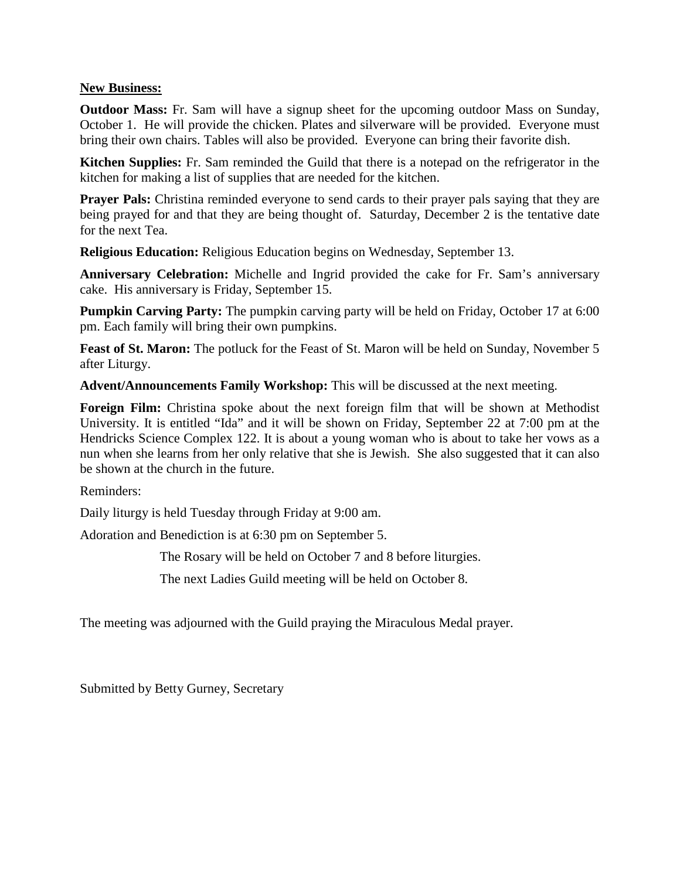**New Business:**

**Outdoor Mass:** Fr. Sam will have a signup sheet for the upcoming outdoor Mass on Sunday, October 1. He will provide the chicken. Plates and silverware will be provided. Everyone must bring their own chairs. Tables will also be provided. Everyone can bring their favorite dish.

**Kitchen Supplies:** Fr. Sam reminded the Guild that there is a notepad on the refrigerator in the kitchen for making a list of supplies that are needed for the kitchen.

**Prayer Pals:** Christina reminded everyone to send cards to their prayer pals saying that they are being prayed for and that they are being thought of. Saturday, December 2 is the tentative date for the next Tea.

**Religious Education:** Religious Education begins on Wednesday, September 13.

**Anniversary Celebration:** Michelle and Ingrid provided the cake for Fr. Sam's anniversary cake. His anniversary is Friday, September 15.

**Pumpkin Carving Party:** The pumpkin carving party will be held on Friday, October 17 at 6:00 pm. Each family will bring their own pumpkins.

**Feast of St. Maron:** The potluck for the Feast of St. Maron will be held on Sunday, November 5 after Liturgy.

**Advent/Announcements Family Workshop:** This will be discussed at the next meeting.

**Foreign Film:** Christina spoke about the next foreign film that will be shown at Methodist University. It is entitled "Ida" and it will be shown on Friday, September 22 at 7:00 pm at the Hendricks Science Complex 122. It is about a young woman who is about to take her vows as a nun when she learns from her only relative that she is Jewish. She also suggested that it can also be shown at the church in the future.

Reminders:

Daily liturgy is held Tuesday through Friday at 9:00 am.

Adoration and Benediction is at 6:30 pm on September 5.

The Rosary will be held on October 7 and 8 before liturgies.

The next Ladies Guild meeting will be held on October 8.

The meeting was adjourned with the Guild praying the Miraculous Medal prayer.

Submitted by Betty Gurney, Secretary